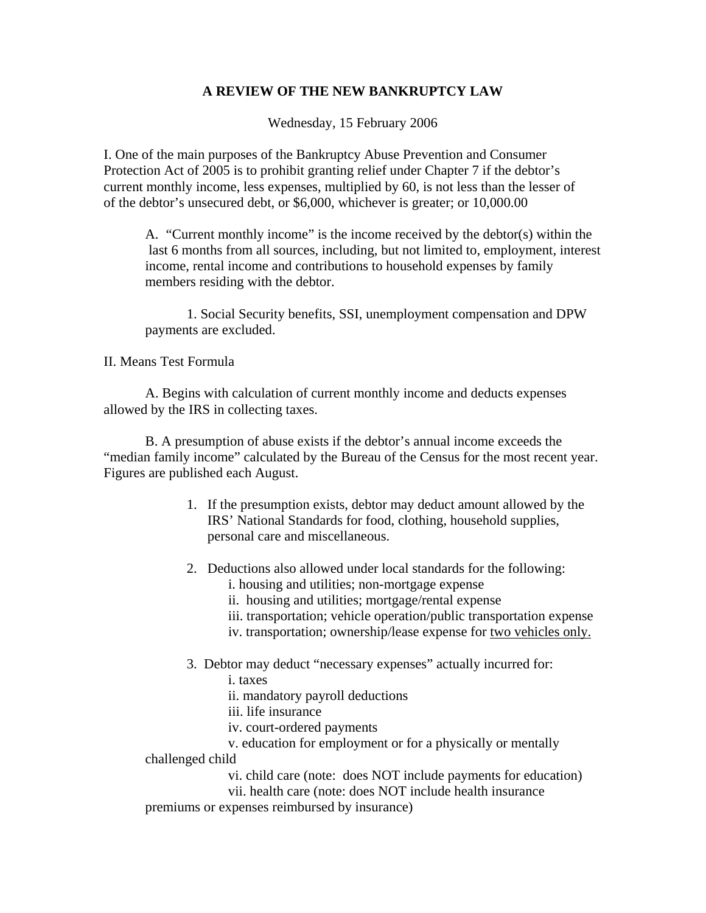**A REVIEW OF THE NEW BANKRUPTCY LAW**

Wednesday, 15 February 2006

I. One of the main purposes of the Bankruptcy Abuse Prevention and Consumer Protection Act of 2005 is to prohibit granting relief under Chapter 7 if the debtor's current monthly income, less expenses, multiplied by 60, is not less than the lesser of of the debtor's unsecured debt, or $6,000, whichever is greater; or 10,000.00

A. "Current monthly income" is the income received by the debtor(s) within the last 6 months from all sources, including, but not limited to, employment, interest income, rental income and contributions to household expenses by family members residing with the debtor.

1. Social Security benefits, SSI, unemployment compensation and DPW payments are excluded.

II. Means Test Formula

A. Begins with calculation of current monthly income and deducts expenses allowed by the IRS in collecting taxes.

B. A presumption of abuse exists if the debtor's annual income exceeds the "median family income" calculated by the Bureau of the Census for the most recent year. Figures are published each August.

1. If the presumption exists, debtor may deduct amount allowed by the IRS' National Standards for food, clothing, household supplies, personal care and miscellaneous.

2. Deductions also allowed under local standards for the following:
   i. housing and utilities; non-mortgage expense
   ii. housing and utilities; mortgage/rental expense
   iii. transportation; vehicle operation/public transportation expense
   iv. transportation; ownership/lease expense for <u>two vehicles only.</u>

3. Debtor may deduct "necessary expenses" actually incurred for:
   i. taxes
   ii. mandatory payroll deductions
   iii. life insurance
   iv. court-ordered payments
   v. education for employment or for a physically or mentally challenged child
   vi. child care (note: does NOT include payments for education)
   vii. health care (note: does NOT include health insurance premiums or expenses reimbursed by insurance)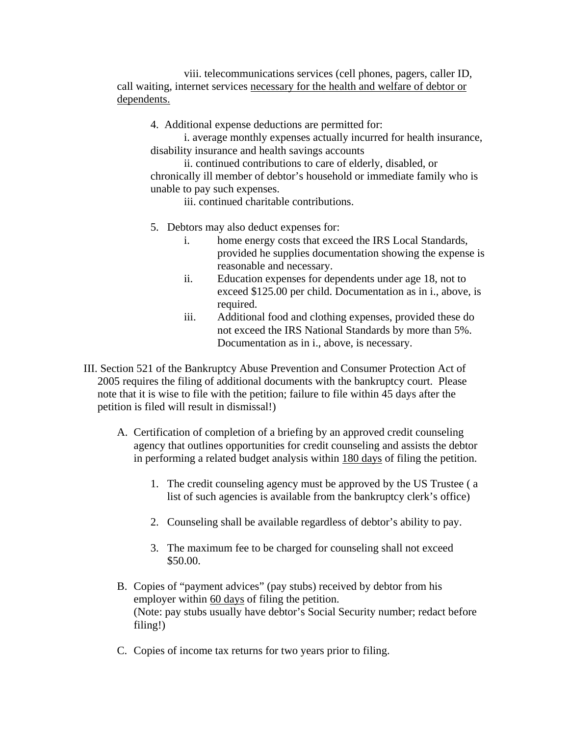viii. telecommunications services (cell phones, pagers, caller ID, call waiting, internet services <u>necessary for the health and welfare of debtor or dependents.</u>

4. Additional expense deductions are permitted for:

   i. average monthly expenses actually incurred for health insurance, disability insurance and health savings accounts

   ii. continued contributions to care of elderly, disabled, or chronically ill member of debtor's household or immediate family who is unable to pay such expenses.

   iii. continued charitable contributions.

5. Debtors may also deduct expenses for:

   i. home energy costs that exceed the IRS Local Standards, provided he supplies documentation showing the expense is reasonable and necessary.

   ii. Education expenses for dependents under age 18, not to exceed $125.00 per child. Documentation as in i., above, is required.

   iii. Additional food and clothing expenses, provided these do not exceed the IRS National Standards by more than 5%. Documentation as in i., above, is necessary.

III. Section 521 of the Bankruptcy Abuse Prevention and Consumer Protection Act of 2005 requires the filing of additional documents with the bankruptcy court. Please note that it is wise to file with the petition; failure to file within 45 days after the petition is filed will result in dismissal!)

A. Certification of completion of a briefing by an approved credit counseling agency that outlines opportunities for credit counseling and assists the debtor in performing a related budget analysis within <u>180 days</u> of filing the petition.

   1. The credit counseling agency must be approved by the US Trustee ( a list of such agencies is available from the bankruptcy clerk's office)

   2. Counseling shall be available regardless of debtor's ability to pay.

   3. The maximum fee to be charged for counseling shall not exceed $50.00.

B. Copies of "payment advices" (pay stubs) received by debtor from his employer within <u>60 days</u> of filing the petition.
(Note: pay stubs usually have debtor's Social Security number; redact before filing!)

C. Copies of income tax returns for two years prior to filing.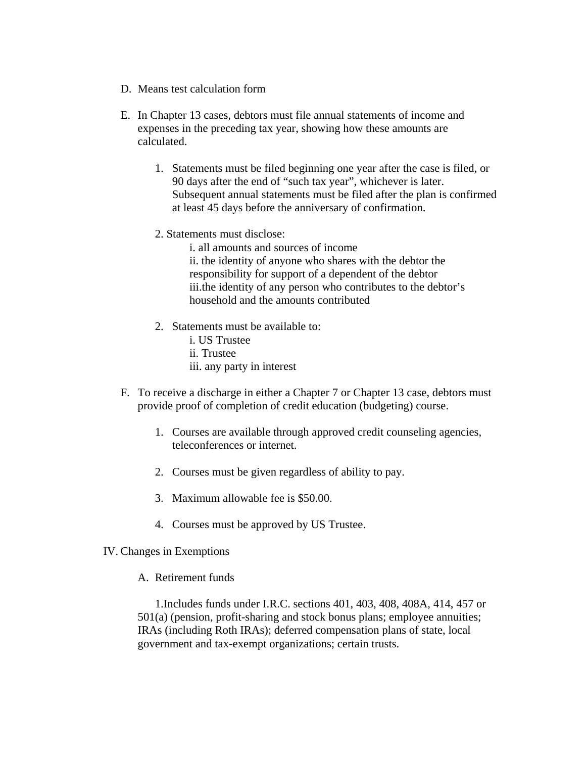D. Means test calculation form

E. In Chapter 13 cases, debtors must file annual statements of income and expenses in the preceding tax year, showing how these amounts are calculated.

   1. Statements must be filed beginning one year after the case is filed, or 90 days after the end of "such tax year", whichever is later. Subsequent annual statements must be filed after the plan is confirmed at least <u>45 days</u> before the anniversary of confirmation.

   2. Statements must disclose:
      i. all amounts and sources of income
      ii. the identity of anyone who shares with the debtor the responsibility for support of a dependent of the debtor
      iii.the identity of any person who contributes to the debtor's household and the amounts contributed

   2. Statements must be available to:
      i. US Trustee
      ii. Trustee
      iii. any party in interest

F. To receive a discharge in either a Chapter 7 or Chapter 13 case, debtors must provide proof of completion of credit education (budgeting) course.

   1. Courses are available through approved credit counseling agencies, teleconferences or internet.

   2. Courses must be given regardless of ability to pay.

   3. Maximum allowable fee is $50.00.

   4. Courses must be approved by US Trustee.

IV. Changes in Exemptions

A. Retirement funds

   1.Includes funds under I.R.C. sections 401, 403, 408, 408A, 414, 457 or 501(a) (pension, profit-sharing and stock bonus plans; employee annuities; IRAs (including Roth IRAs); deferred compensation plans of state, local government and tax-exempt organizations; certain trusts.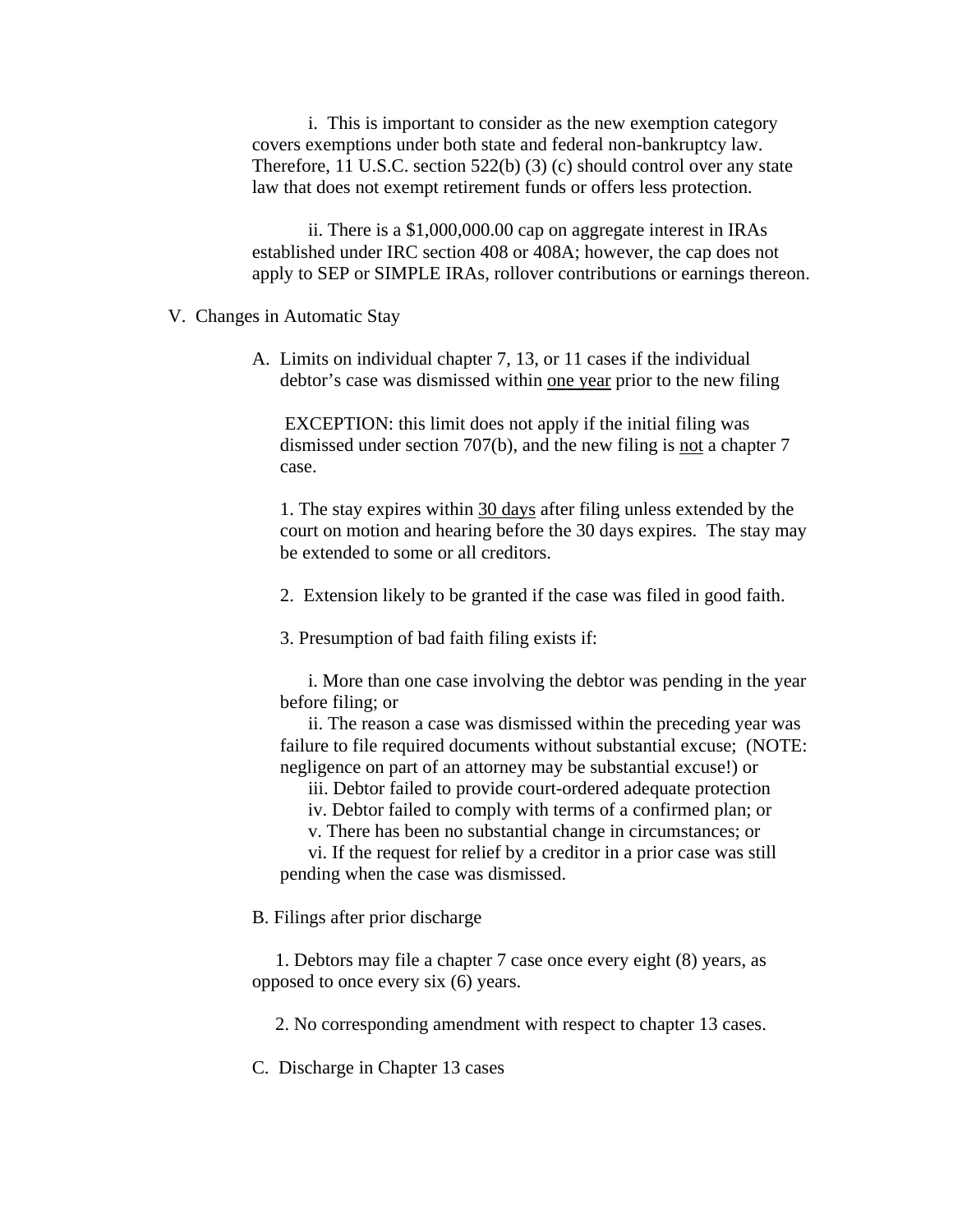i. This is important to consider as the new exemption category covers exemptions under both state and federal non-bankruptcy law. Therefore, 11 U.S.C. section 522(b) (3) (c) should control over any state law that does not exempt retirement funds or offers less protection.

ii. There is a $1,000,000.00 cap on aggregate interest in IRAs established under IRC section 408 or 408A; however, the cap does not apply to SEP or SIMPLE IRAs, rollover contributions or earnings thereon.

V. Changes in Automatic Stay

A. Limits on individual chapter 7, 13, or 11 cases if the individual debtor's case was dismissed within <u>one year</u> prior to the new filing

EXCEPTION: this limit does not apply if the initial filing was dismissed under section 707(b), and the new filing is <u>not</u> a chapter 7 case.

1. The stay expires within <u>30 days</u> after filing unless extended by the court on motion and hearing before the 30 days expires. The stay may be extended to some or all creditors.

2. Extension likely to be granted if the case was filed in good faith.

3. Presumption of bad faith filing exists if:

i. More than one case involving the debtor was pending in the year before filing; or

ii. The reason a case was dismissed within the preceding year was failure to file required documents without substantial excuse; (NOTE: negligence on part of an attorney may be substantial excuse!) or

iii. Debtor failed to provide court-ordered adequate protection

iv. Debtor failed to comply with terms of a confirmed plan; or

v. There has been no substantial change in circumstances; or

vi. If the request for relief by a creditor in a prior case was still pending when the case was dismissed.

B. Filings after prior discharge

1. Debtors may file a chapter 7 case once every eight (8) years, as opposed to once every six (6) years.

2. No corresponding amendment with respect to chapter 13 cases.

C. Discharge in Chapter 13 cases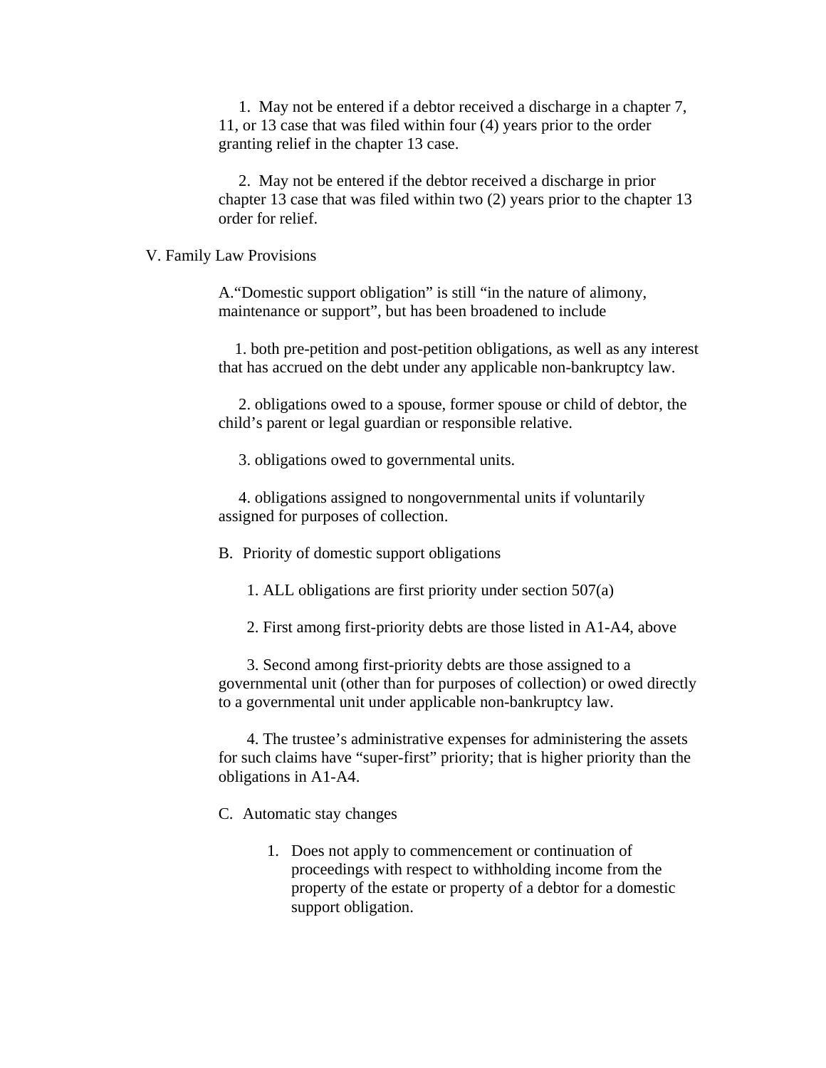1. May not be entered if a debtor received a discharge in a chapter 7, 11, or 13 case that was filed within four (4) years prior to the order granting relief in the chapter 13 case.

2. May not be entered if the debtor received a discharge in prior chapter 13 case that was filed within two (2) years prior to the chapter 13 order for relief.

V. Family Law Provisions

A. "Domestic support obligation" is still "in the nature of alimony, maintenance or support", but has been broadened to include

1. both pre-petition and post-petition obligations, as well as any interest that has accrued on the debt under any applicable non-bankruptcy law.

2. obligations owed to a spouse, former spouse or child of debtor, the child's parent or legal guardian or responsible relative.

3. obligations owed to governmental units.

4. obligations assigned to nongovernmental units if voluntarily assigned for purposes of collection.

B. Priority of domestic support obligations

1. ALL obligations are first priority under section 507(a)

2. First among first-priority debts are those listed in A1-A4, above

3. Second among first-priority debts are those assigned to a governmental unit (other than for purposes of collection) or owed directly to a governmental unit under applicable non-bankruptcy law.

4. The trustee's administrative expenses for administering the assets for such claims have "super-first" priority; that is higher priority than the obligations in A1-A4.

C. Automatic stay changes

1. Does not apply to commencement or continuation of proceedings with respect to withholding income from the property of the estate or property of a debtor for a domestic support obligation.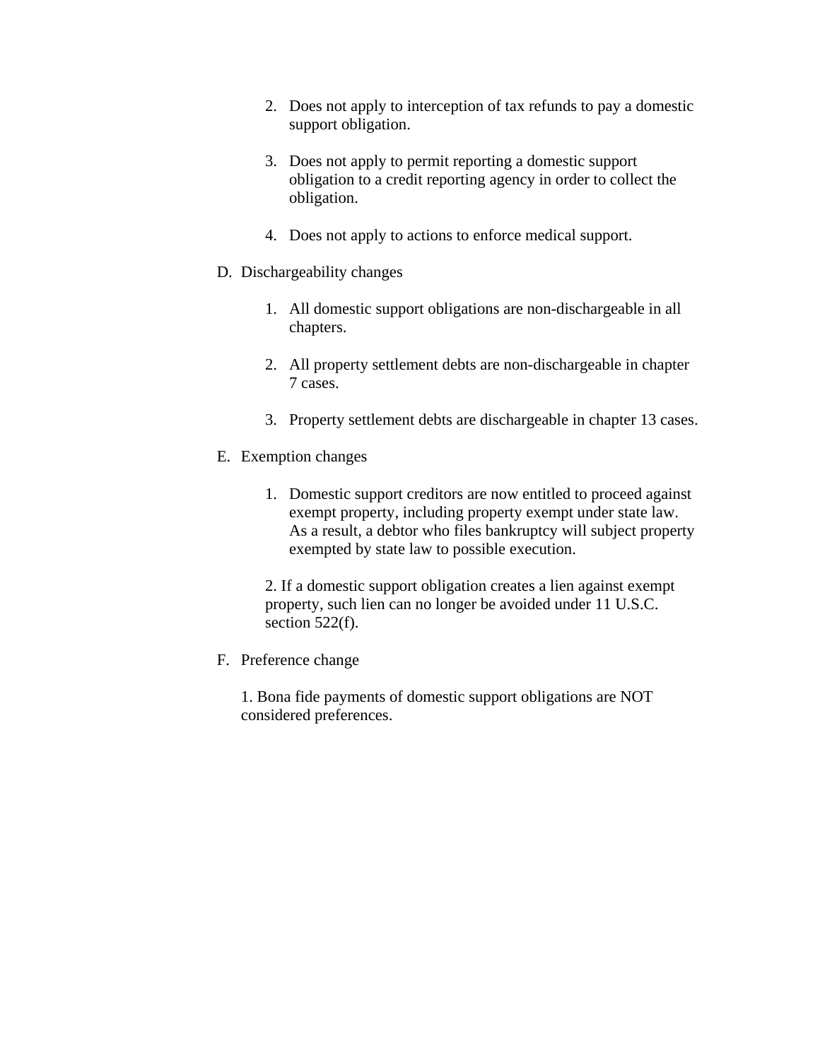2. Does not apply to interception of tax refunds to pay a domestic support obligation.

3. Does not apply to permit reporting a domestic support obligation to a credit reporting agency in order to collect the obligation.

4. Does not apply to actions to enforce medical support.

D. Dischargeability changes

1. All domestic support obligations are non-dischargeable in all chapters.

2. All property settlement debts are non-dischargeable in chapter 7 cases.

3. Property settlement debts are dischargeable in chapter 13 cases.

E. Exemption changes

1. Domestic support creditors are now entitled to proceed against exempt property, including property exempt under state law. As a result, a debtor who files bankruptcy will subject property exempted by state law to possible execution.

2. If a domestic support obligation creates a lien against exempt property, such lien can no longer be avoided under 11 U.S.C. section 522(f).

F. Preference change

1. Bona fide payments of domestic support obligations are NOT considered preferences.